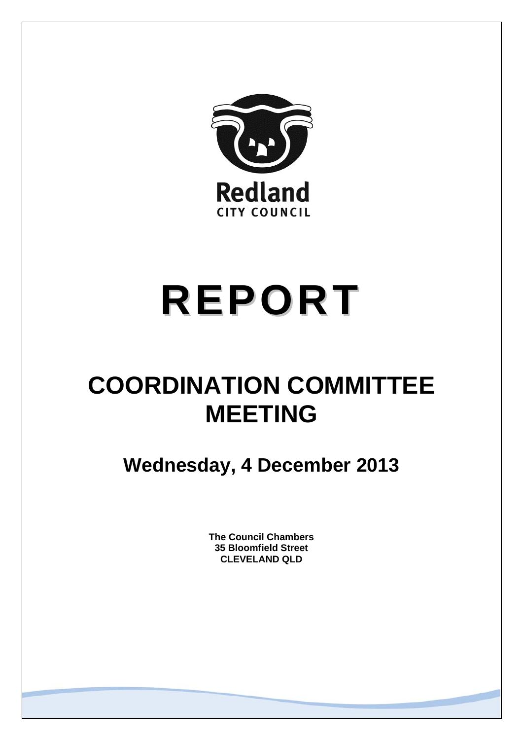Redland
CITY COUNCIL

# REPORT

# COORDINATION COMMITTEE MEETING

## Wednesday, 4 December 2013

**The Council Chambers**
**35 Bloomfield Street**
**CLEVELAND QLD**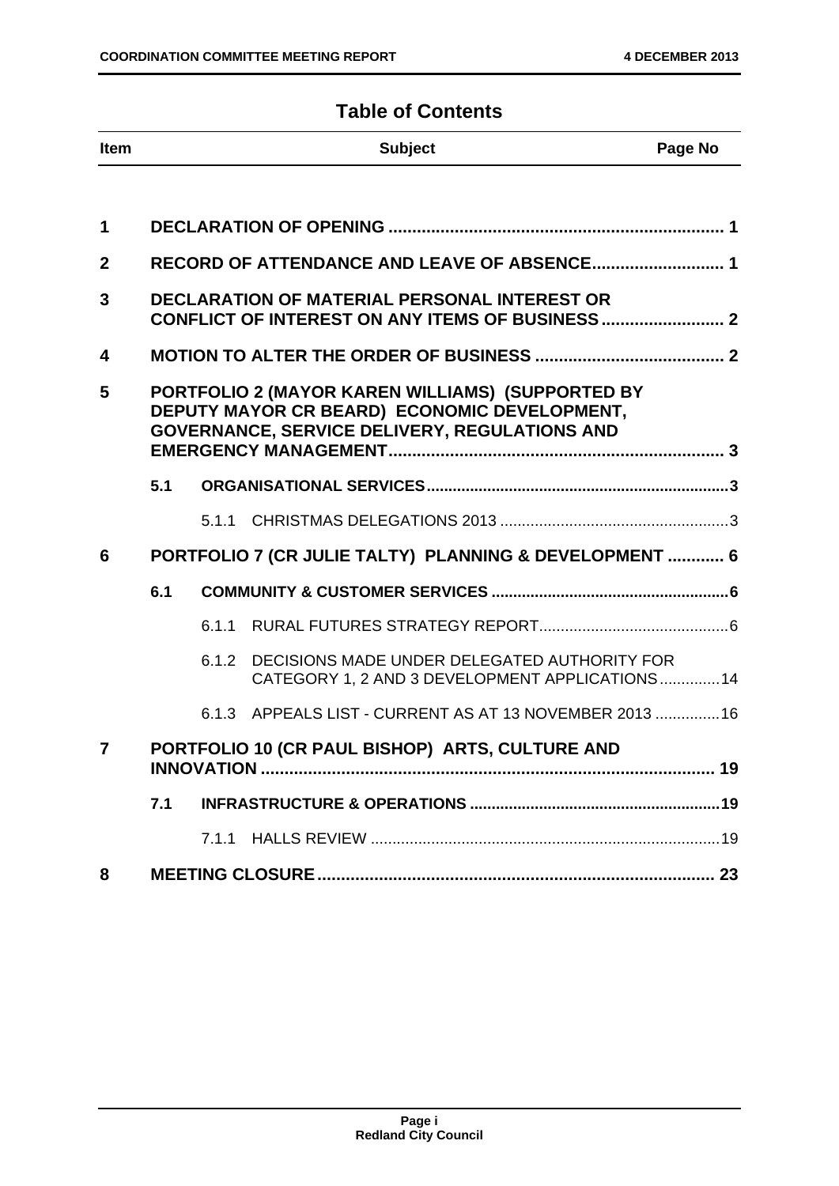# Table of Contents

| Item | | | Subject | Page No |
|---|---|---|---|---|
| 1 | | | DECLARATION OF OPENING | 1 |
| 2 | | | RECORD OF ATTENDANCE AND LEAVE OF ABSENCE | 1 |
| 3 | | | DECLARATION OF MATERIAL PERSONAL INTEREST OR CONFLICT OF INTEREST ON ANY ITEMS OF BUSINESS | 2 |
| 4 | | | MOTION TO ALTER THE ORDER OF BUSINESS | 2 |
| 5 | | | PORTFOLIO 2 (MAYOR KAREN WILLIAMS) (SUPPORTED BY DEPUTY MAYOR CR BEARD) ECONOMIC DEVELOPMENT, GOVERNANCE, SERVICE DELIVERY, REGULATIONS AND EMERGENCY MANAGEMENT | 3 |
| | 5.1 | | ORGANISATIONAL SERVICES | 3 |
| | | 5.1.1 | CHRISTMAS DELEGATIONS 2013 | 3 |
| 6 | | | PORTFOLIO 7 (CR JULIE TALTY) PLANNING & DEVELOPMENT | 6 |
| | 6.1 | | COMMUNITY & CUSTOMER SERVICES | 6 |
| | | 6.1.1 | RURAL FUTURES STRATEGY REPORT | 6 |
| | | 6.1.2 | DECISIONS MADE UNDER DELEGATED AUTHORITY FOR CATEGORY 1, 2 AND 3 DEVELOPMENT APPLICATIONS | 14 |
| | | 6.1.3 | APPEALS LIST - CURRENT AS AT 13 NOVEMBER 2013 | 16 |
| 7 | | | PORTFOLIO 10 (CR PAUL BISHOP) ARTS, CULTURE AND INNOVATION | 19 |
| | 7.1 | | INFRASTRUCTURE & OPERATIONS | 19 |
| | | 7.1.1 | HALLS REVIEW | 19 |
| 8 | | | MEETING CLOSURE | 23 |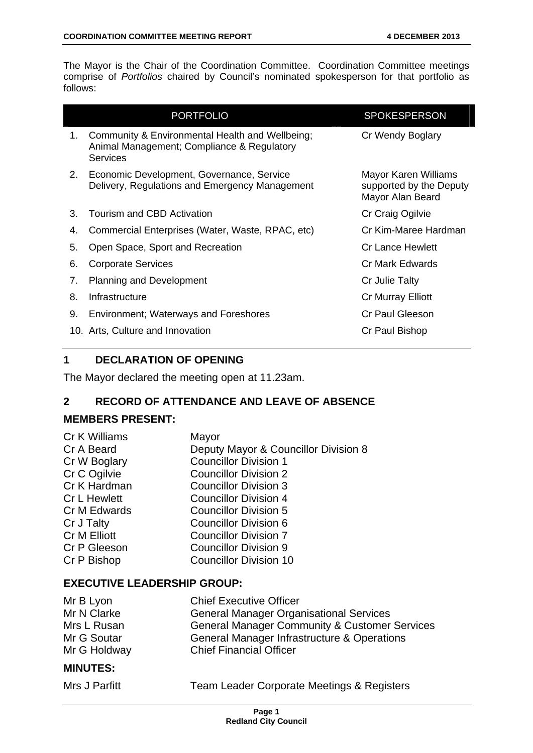The Mayor is the Chair of the Coordination Committee. Coordination Committee meetings comprise of *Portfolios* chaired by Council's nominated spokesperson for that portfolio as follows:

| | PORTFOLIO | SPOKESPERSON |
|---|---|---|
| 1. | Community & Environmental Health and Wellbeing; Animal Management; Compliance & Regulatory Services | Cr Wendy Boglary |
| 2. | Economic Development, Governance, Service Delivery, Regulations and Emergency Management | Mayor Karen Williams supported by the Deputy Mayor Alan Beard |
| 3. | Tourism and CBD Activation | Cr Craig Ogilvie |
| 4. | Commercial Enterprises (Water, Waste, RPAC, etc) | Cr Kim-Maree Hardman |
| 5. | Open Space, Sport and Recreation | Cr Lance Hewlett |
| 6. | Corporate Services | Cr Mark Edwards |
| 7. | Planning and Development | Cr Julie Talty |
| 8. | Infrastructure | Cr Murray Elliott |
| 9. | Environment; Waterways and Foreshores | Cr Paul Gleeson |
| 10. | Arts, Culture and Innovation | Cr Paul Bishop |

## 1 DECLARATION OF OPENING

The Mayor declared the meeting open at 11.23am.

## 2 RECORD OF ATTENDANCE AND LEAVE OF ABSENCE

### MEMBERS PRESENT:

| | |
|---|---|
| Cr K Williams | Mayor |
| Cr A Beard | Deputy Mayor & Councillor Division 8 |
| Cr W Boglary | Councillor Division 1 |
| Cr C Ogilvie | Councillor Division 2 |
| Cr K Hardman | Councillor Division 3 |
| Cr L Hewlett | Councillor Division 4 |
| Cr M Edwards | Councillor Division 5 |
| Cr J Talty | Councillor Division 6 |
| Cr M Elliott | Councillor Division 7 |
| Cr P Gleeson | Councillor Division 9 |
| Cr P Bishop | Councillor Division 10 |

### EXECUTIVE LEADERSHIP GROUP:

| | |
|---|---|
| Mr B Lyon | Chief Executive Officer |
| Mr N Clarke | General Manager Organisational Services |
| Mrs L Rusan | General Manager Community & Customer Services |
| Mr G Soutar | General Manager Infrastructure & Operations |
| Mr G Holdway | Chief Financial Officer |

### MINUTES:

| | |
|---|---|
| Mrs J Parfitt | Team Leader Corporate Meetings & Registers |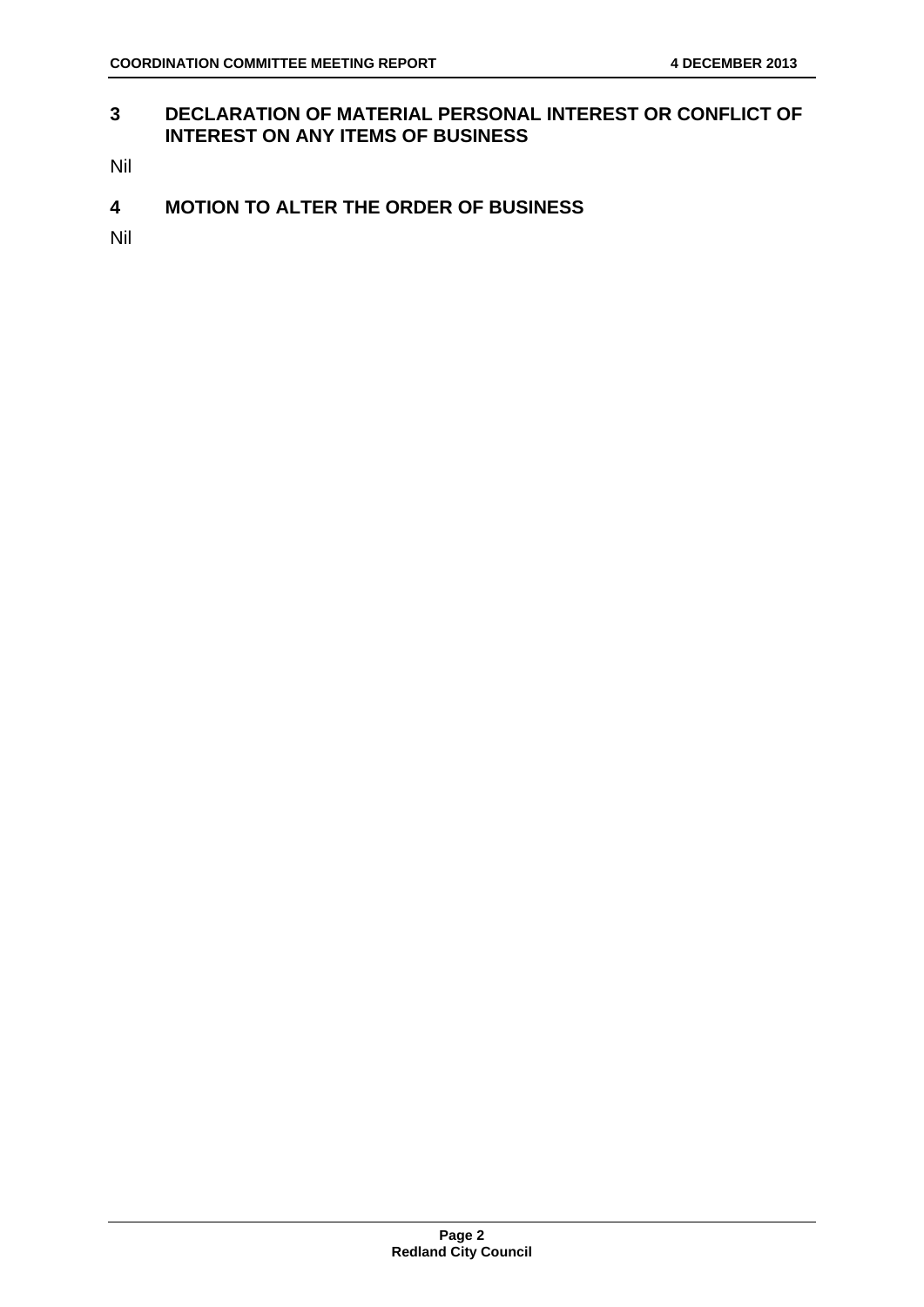## 3 DECLARATION OF MATERIAL PERSONAL INTEREST OR CONFLICT OF INTEREST ON ANY ITEMS OF BUSINESS

Nil

## 4 MOTION TO ALTER THE ORDER OF BUSINESS

Nil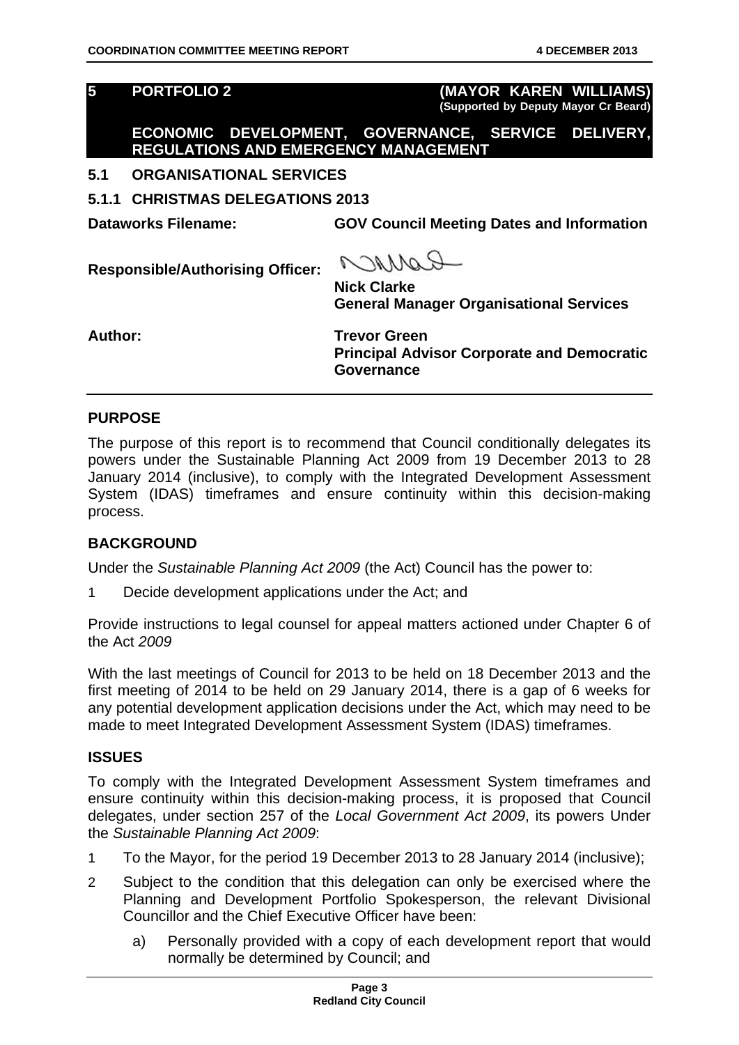## 5 PORTFOLIO 2 (MAYOR KAREN WILLIAMS)

**(Supported by Deputy Mayor Cr Beard)**

**ECONOMIC DEVELOPMENT, GOVERNANCE, SERVICE DELIVERY, REGULATIONS AND EMERGENCY MANAGEMENT**

### 5.1 ORGANISATIONAL SERVICES

### 5.1.1 CHRISTMAS DELEGATIONS 2013

**Dataworks Filename:** **GOV Council Meeting Dates and Information**

**Responsible/Authorising Officer:** **Nick Clarke**
**General Manager Organisational Services**

**Author:** **Trevor Green**
**Principal Advisor Corporate and Democratic Governance**

#### PURPOSE

The purpose of this report is to recommend that Council conditionally delegates its powers under the Sustainable Planning Act 2009 from 19 December 2013 to 28 January 2014 (inclusive), to comply with the Integrated Development Assessment System (IDAS) timeframes and ensure continuity within this decision-making process.

#### BACKGROUND

Under the *Sustainable Planning Act 2009* (the Act) Council has the power to:

1 Decide development applications under the Act; and

Provide instructions to legal counsel for appeal matters actioned under Chapter 6 of the Act *2009*

With the last meetings of Council for 2013 to be held on 18 December 2013 and the first meeting of 2014 to be held on 29 January 2014, there is a gap of 6 weeks for any potential development application decisions under the Act, which may need to be made to meet Integrated Development Assessment System (IDAS) timeframes.

#### ISSUES

To comply with the Integrated Development Assessment System timeframes and ensure continuity within this decision-making process, it is proposed that Council delegates, under section 257 of the *Local Government Act 2009*, its powers Under the *Sustainable Planning Act 2009*:

1 To the Mayor, for the period 19 December 2013 to 28 January 2014 (inclusive);

2 Subject to the condition that this delegation can only be exercised where the Planning and Development Portfolio Spokesperson, the relevant Divisional Councillor and the Chief Executive Officer have been:

   a) Personally provided with a copy of each development report that would normally be determined by Council; and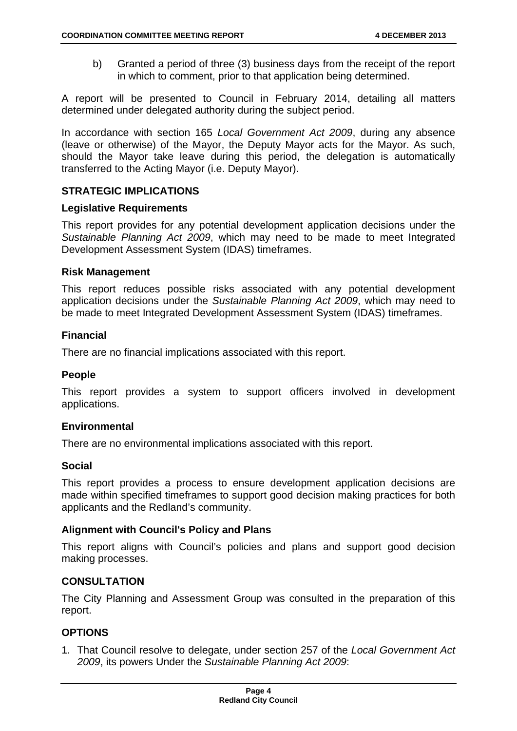b) Granted a period of three (3) business days from the receipt of the report in which to comment, prior to that application being determined.

A report will be presented to Council in February 2014, detailing all matters determined under delegated authority during the subject period.

In accordance with section 165 *Local Government Act 2009*, during any absence (leave or otherwise) of the Mayor, the Deputy Mayor acts for the Mayor. As such, should the Mayor take leave during this period, the delegation is automatically transferred to the Acting Mayor (i.e. Deputy Mayor).

## STRATEGIC IMPLICATIONS

### Legislative Requirements

This report provides for any potential development application decisions under the *Sustainable Planning Act 2009*, which may need to be made to meet Integrated Development Assessment System (IDAS) timeframes.

### Risk Management

This report reduces possible risks associated with any potential development application decisions under the *Sustainable Planning Act 2009*, which may need to be made to meet Integrated Development Assessment System (IDAS) timeframes.

### Financial

There are no financial implications associated with this report.

### People

This report provides a system to support officers involved in development applications.

### Environmental

There are no environmental implications associated with this report.

### Social

This report provides a process to ensure development application decisions are made within specified timeframes to support good decision making practices for both applicants and the Redland's community.

### Alignment with Council's Policy and Plans

This report aligns with Council's policies and plans and support good decision making processes.

## CONSULTATION

The City Planning and Assessment Group was consulted in the preparation of this report.

## OPTIONS

1. That Council resolve to delegate, under section 257 of the *Local Government Act 2009*, its powers Under the *Sustainable Planning Act 2009*: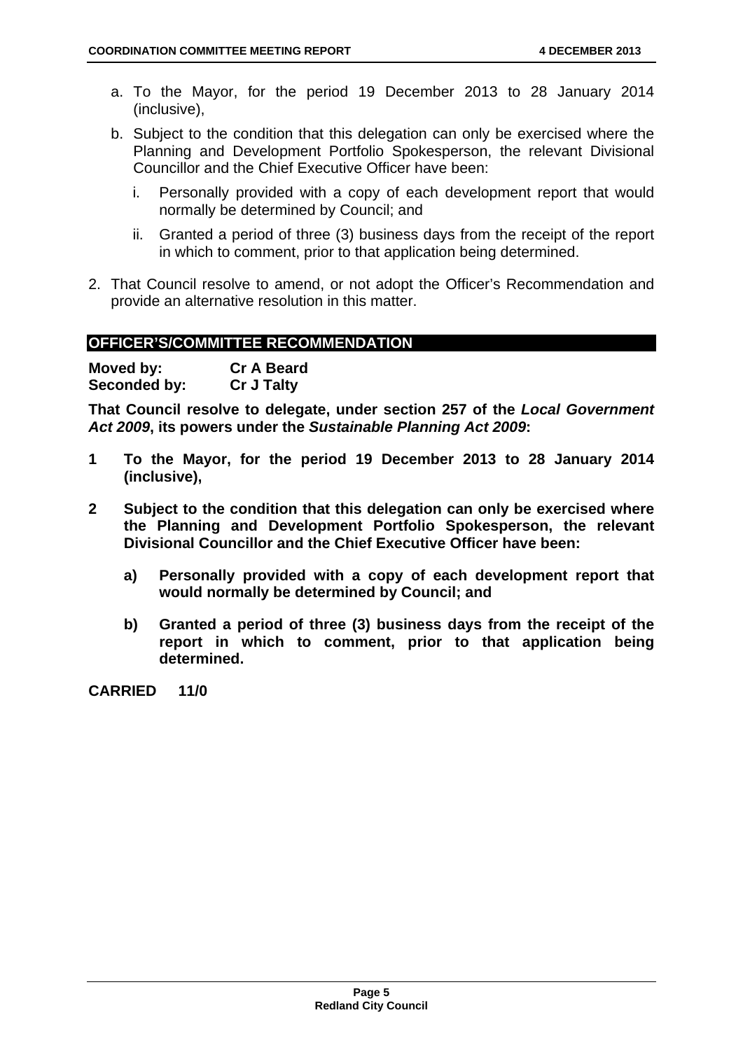a. To the Mayor, for the period 19 December 2013 to 28 January 2014 (inclusive),

b. Subject to the condition that this delegation can only be exercised where the Planning and Development Portfolio Spokesperson, the relevant Divisional Councillor and the Chief Executive Officer have been:

   i. Personally provided with a copy of each development report that would normally be determined by Council; and

   ii. Granted a period of three (3) business days from the receipt of the report in which to comment, prior to that application being determined.

2. That Council resolve to amend, or not adopt the Officer's Recommendation and provide an alternative resolution in this matter.

## OFFICER'S/COMMITTEE RECOMMENDATION

**Moved by:** **Cr A Beard**
**Seconded by:** **Cr J Talty**

**That Council resolve to delegate, under section 257 of the *Local Government Act 2009*, its powers under the *Sustainable Planning Act 2009*:**

**1 To the Mayor, for the period 19 December 2013 to 28 January 2014 (inclusive),**

**2 Subject to the condition that this delegation can only be exercised where the Planning and Development Portfolio Spokesperson, the relevant Divisional Councillor and the Chief Executive Officer have been:**

   **a) Personally provided with a copy of each development report that would normally be determined by Council; and**

   **b) Granted a period of three (3) business days from the receipt of the report in which to comment, prior to that application being determined.**

**CARRIED 11/0**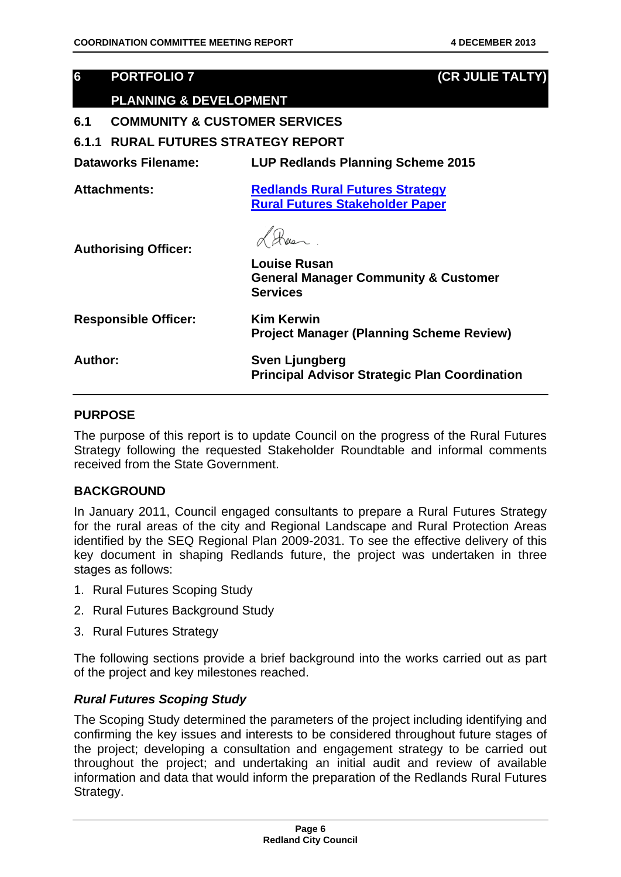# 6 PORTFOLIO 7 (CR JULIE TALTY)

# PLANNING & DEVELOPMENT

## 6.1 COMMUNITY & CUSTOMER SERVICES

### 6.1.1 RURAL FUTURES STRATEGY REPORT

| | |
|---|---|
| **Dataworks Filename:** | **LUP Redlands Planning Scheme 2015** |
| **Attachments:** | **Redlands Rural Futures Strategy**<br>**Rural Futures Stakeholder Paper** |
| **Authorising Officer:** | **Louise Rusan**<br>**General Manager Community & Customer Services** |
| **Responsible Officer:** | **Kim Kerwin**<br>**Project Manager (Planning Scheme Review)** |
| **Author:** | **Sven Ljungberg**<br>**Principal Advisor Strategic Plan Coordination** |

## PURPOSE

The purpose of this report is to update Council on the progress of the Rural Futures Strategy following the requested Stakeholder Roundtable and informal comments received from the State Government.

## BACKGROUND

In January 2011, Council engaged consultants to prepare a Rural Futures Strategy for the rural areas of the city and Regional Landscape and Rural Protection Areas identified by the SEQ Regional Plan 2009-2031. To see the effective delivery of this key document in shaping Redlands future, the project was undertaken in three stages as follows:

1. Rural Futures Scoping Study
2. Rural Futures Background Study
3. Rural Futures Strategy

The following sections provide a brief background into the works carried out as part of the project and key milestones reached.

### *Rural Futures Scoping Study*

The Scoping Study determined the parameters of the project including identifying and confirming the key issues and interests to be considered throughout future stages of the project; developing a consultation and engagement strategy to be carried out throughout the project; and undertaking an initial audit and review of available information and data that would inform the preparation of the Redlands Rural Futures Strategy.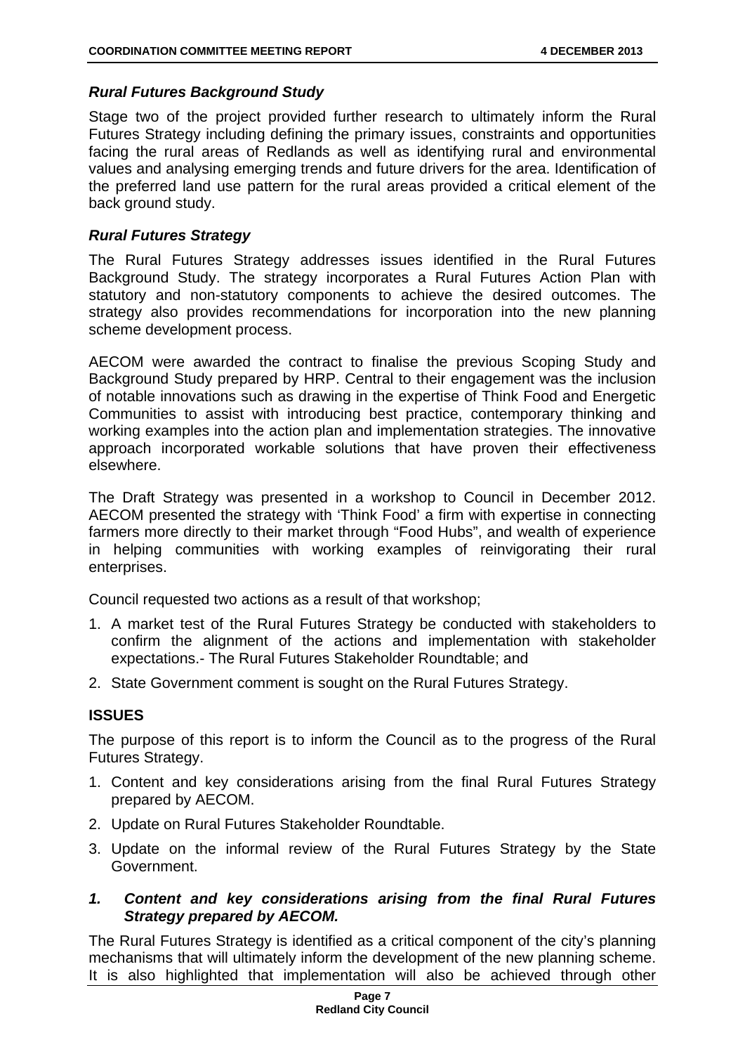### *Rural Futures Background Study*

Stage two of the project provided further research to ultimately inform the Rural Futures Strategy including defining the primary issues, constraints and opportunities facing the rural areas of Redlands as well as identifying rural and environmental values and analysing emerging trends and future drivers for the area. Identification of the preferred land use pattern for the rural areas provided a critical element of the back ground study.

### *Rural Futures Strategy*

The Rural Futures Strategy addresses issues identified in the Rural Futures Background Study. The strategy incorporates a Rural Futures Action Plan with statutory and non-statutory components to achieve the desired outcomes. The strategy also provides recommendations for incorporation into the new planning scheme development process.

AECOM were awarded the contract to finalise the previous Scoping Study and Background Study prepared by HRP. Central to their engagement was the inclusion of notable innovations such as drawing in the expertise of Think Food and Energetic Communities to assist with introducing best practice, contemporary thinking and working examples into the action plan and implementation strategies. The innovative approach incorporated workable solutions that have proven their effectiveness elsewhere.

The Draft Strategy was presented in a workshop to Council in December 2012. AECOM presented the strategy with 'Think Food' a firm with expertise in connecting farmers more directly to their market through "Food Hubs", and wealth of experience in helping communities with working examples of reinvigorating their rural enterprises.

Council requested two actions as a result of that workshop;

1. A market test of the Rural Futures Strategy be conducted with stakeholders to confirm the alignment of the actions and implementation with stakeholder expectations.- The Rural Futures Stakeholder Roundtable; and
2. State Government comment is sought on the Rural Futures Strategy.

## **ISSUES**

The purpose of this report is to inform the Council as to the progress of the Rural Futures Strategy.

1. Content and key considerations arising from the final Rural Futures Strategy prepared by AECOM.
2. Update on Rural Futures Stakeholder Roundtable.
3. Update on the informal review of the Rural Futures Strategy by the State Government.

### ***1. Content and key considerations arising from the final Rural Futures Strategy prepared by AECOM.***

The Rural Futures Strategy is identified as a critical component of the city's planning mechanisms that will ultimately inform the development of the new planning scheme. It is also highlighted that implementation will also be achieved through other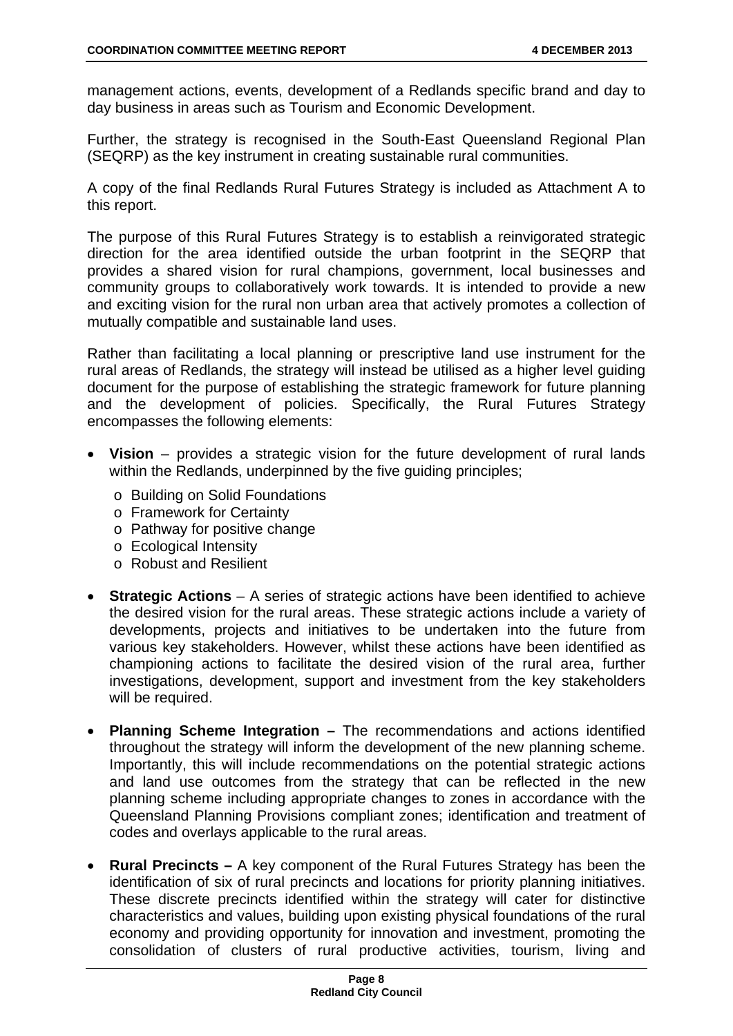management actions, events, development of a Redlands specific brand and day to day business in areas such as Tourism and Economic Development.

Further, the strategy is recognised in the South-East Queensland Regional Plan (SEQRP) as the key instrument in creating sustainable rural communities.

A copy of the final Redlands Rural Futures Strategy is included as Attachment A to this report.

The purpose of this Rural Futures Strategy is to establish a reinvigorated strategic direction for the area identified outside the urban footprint in the SEQRP that provides a shared vision for rural champions, government, local businesses and community groups to collaboratively work towards. It is intended to provide a new and exciting vision for the rural non urban area that actively promotes a collection of mutually compatible and sustainable land uses.

Rather than facilitating a local planning or prescriptive land use instrument for the rural areas of Redlands, the strategy will instead be utilised as a higher level guiding document for the purpose of establishing the strategic framework for future planning and the development of policies. Specifically, the Rural Futures Strategy encompasses the following elements:

- **Vision** – provides a strategic vision for the future development of rural lands within the Redlands, underpinned by the five guiding principles;
  - Building on Solid Foundations
  - Framework for Certainty
  - Pathway for positive change
  - Ecological Intensity
  - Robust and Resilient
- **Strategic Actions** – A series of strategic actions have been identified to achieve the desired vision for the rural areas. These strategic actions include a variety of developments, projects and initiatives to be undertaken into the future from various key stakeholders. However, whilst these actions have been identified as championing actions to facilitate the desired vision of the rural area, further investigations, development, support and investment from the key stakeholders will be required.
- **Planning Scheme Integration –** The recommendations and actions identified throughout the strategy will inform the development of the new planning scheme. Importantly, this will include recommendations on the potential strategic actions and land use outcomes from the strategy that can be reflected in the new planning scheme including appropriate changes to zones in accordance with the Queensland Planning Provisions compliant zones; identification and treatment of codes and overlays applicable to the rural areas.
- **Rural Precincts –** A key component of the Rural Futures Strategy has been the identification of six of rural precincts and locations for priority planning initiatives. These discrete precincts identified within the strategy will cater for distinctive characteristics and values, building upon existing physical foundations of the rural economy and providing opportunity for innovation and investment, promoting the consolidation of clusters of rural productive activities, tourism, living and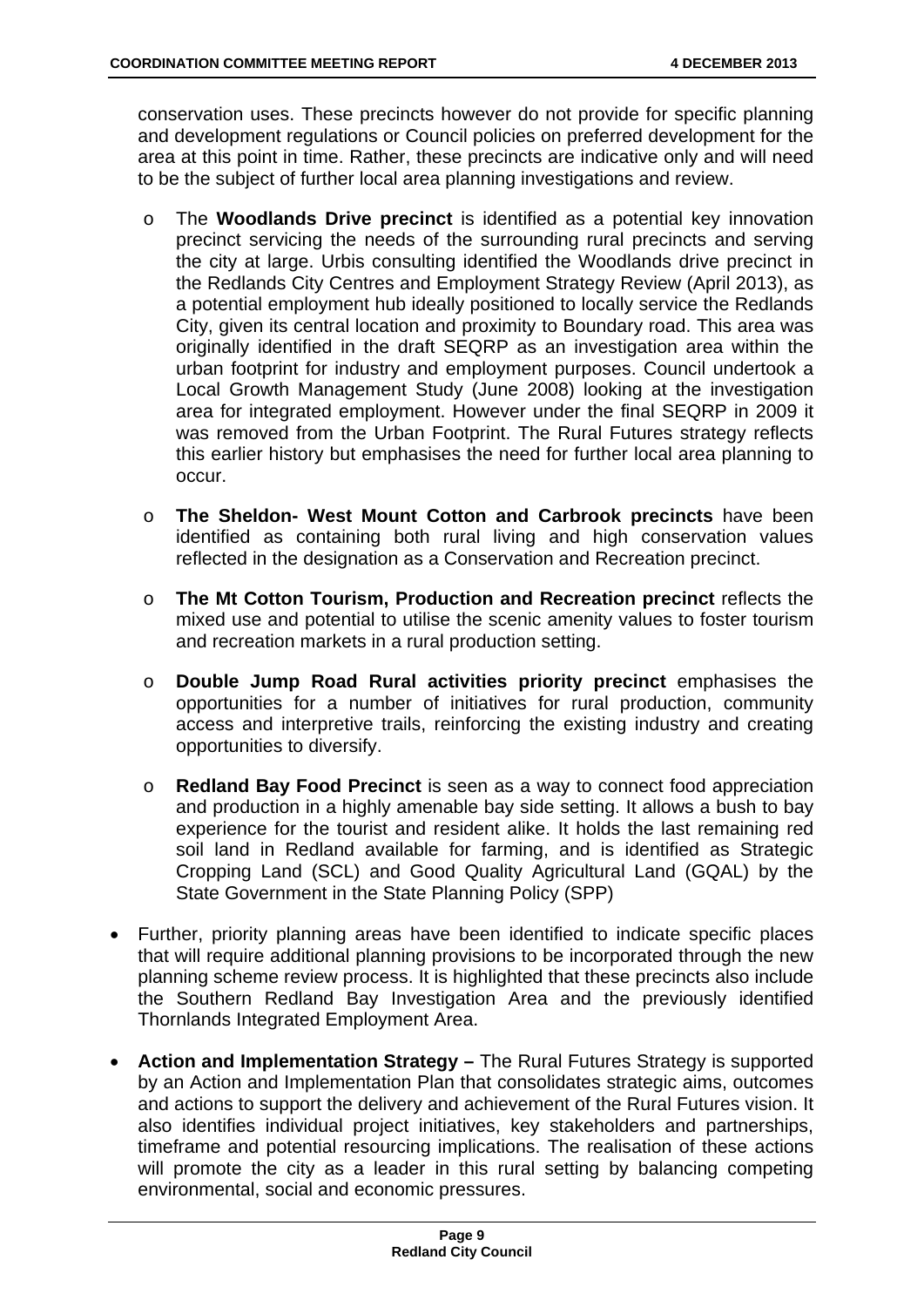conservation uses. These precincts however do not provide for specific planning and development regulations or Council policies on preferred development for the area at this point in time. Rather, these precincts are indicative only and will need to be the subject of further local area planning investigations and review.

  - The **Woodlands Drive precinct** is identified as a potential key innovation precinct servicing the needs of the surrounding rural precincts and serving the city at large. Urbis consulting identified the Woodlands drive precinct in the Redlands City Centres and Employment Strategy Review (April 2013), as a potential employment hub ideally positioned to locally service the Redlands City, given its central location and proximity to Boundary road. This area was originally identified in the draft SEQRP as an investigation area within the urban footprint for industry and employment purposes. Council undertook a Local Growth Management Study (June 2008) looking at the investigation area for integrated employment. However under the final SEQRP in 2009 it was removed from the Urban Footprint. The Rural Futures strategy reflects this earlier history but emphasises the need for further local area planning to occur.

  - **The Sheldon- West Mount Cotton and Carbrook precincts** have been identified as containing both rural living and high conservation values reflected in the designation as a Conservation and Recreation precinct.

  - **The Mt Cotton Tourism, Production and Recreation precinct** reflects the mixed use and potential to utilise the scenic amenity values to foster tourism and recreation markets in a rural production setting.

  - **Double Jump Road Rural activities priority precinct** emphasises the opportunities for a number of initiatives for rural production, community access and interpretive trails, reinforcing the existing industry and creating opportunities to diversify.

  - **Redland Bay Food Precinct** is seen as a way to connect food appreciation and production in a highly amenable bay side setting. It allows a bush to bay experience for the tourist and resident alike. It holds the last remaining red soil land in Redland available for farming, and is identified as Strategic Cropping Land (SCL) and Good Quality Agricultural Land (GQAL) by the State Government in the State Planning Policy (SPP)

- Further, priority planning areas have been identified to indicate specific places that will require additional planning provisions to be incorporated through the new planning scheme review process. It is highlighted that these precincts also include the Southern Redland Bay Investigation Area and the previously identified Thornlands Integrated Employment Area.

- **Action and Implementation Strategy –** The Rural Futures Strategy is supported by an Action and Implementation Plan that consolidates strategic aims, outcomes and actions to support the delivery and achievement of the Rural Futures vision. It also identifies individual project initiatives, key stakeholders and partnerships, timeframe and potential resourcing implications. The realisation of these actions will promote the city as a leader in this rural setting by balancing competing environmental, social and economic pressures.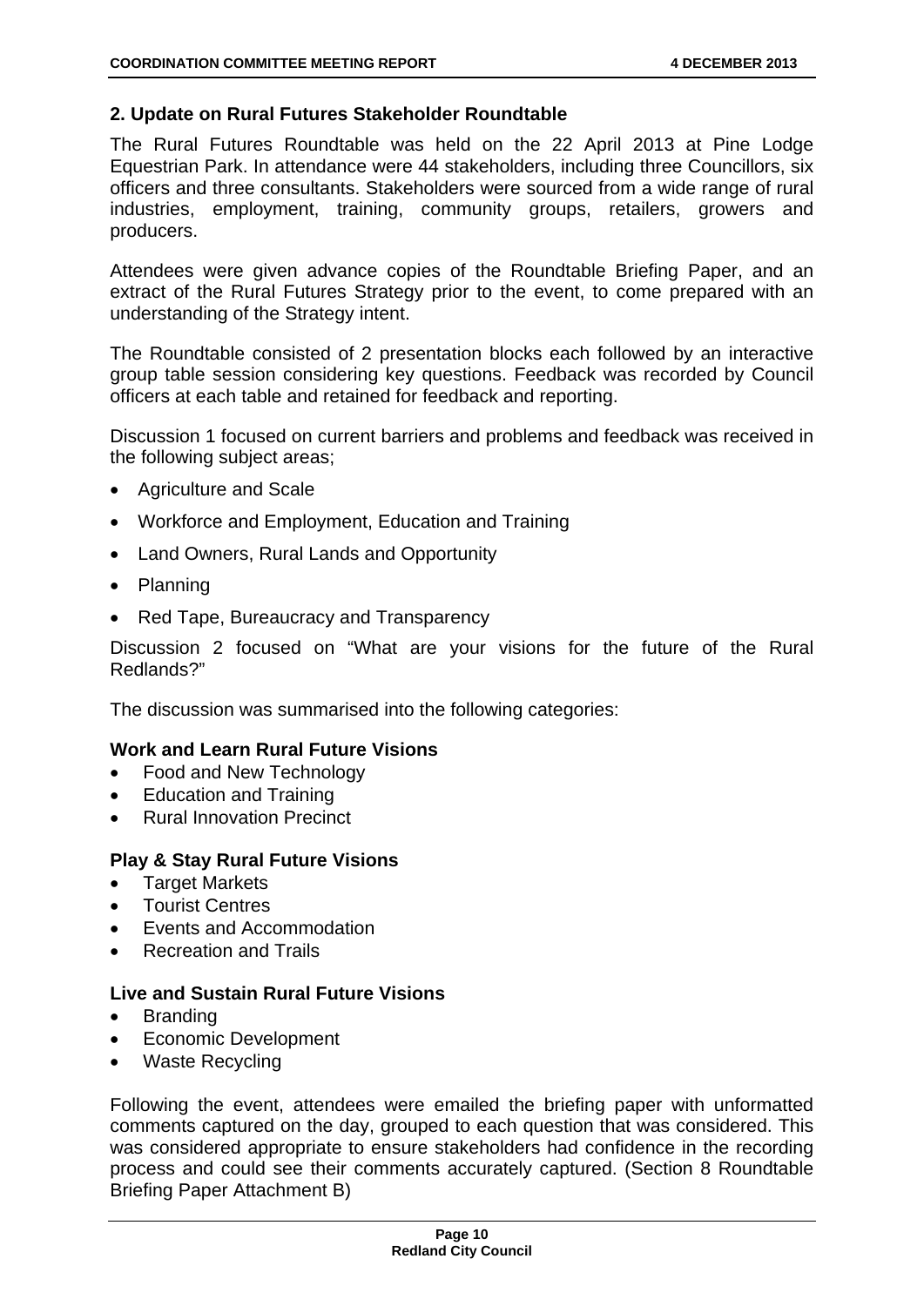## 2. Update on Rural Futures Stakeholder Roundtable

The Rural Futures Roundtable was held on the 22 April 2013 at Pine Lodge Equestrian Park. In attendance were 44 stakeholders, including three Councillors, six officers and three consultants. Stakeholders were sourced from a wide range of rural industries, employment, training, community groups, retailers, growers and producers.

Attendees were given advance copies of the Roundtable Briefing Paper, and an extract of the Rural Futures Strategy prior to the event, to come prepared with an understanding of the Strategy intent.

The Roundtable consisted of 2 presentation blocks each followed by an interactive group table session considering key questions. Feedback was recorded by Council officers at each table and retained for feedback and reporting.

Discussion 1 focused on current barriers and problems and feedback was received in the following subject areas;

- Agriculture and Scale
- Workforce and Employment, Education and Training
- Land Owners, Rural Lands and Opportunity
- Planning
- Red Tape, Bureaucracy and Transparency

Discussion 2 focused on "What are your visions for the future of the Rural Redlands?"

The discussion was summarised into the following categories:

**Work and Learn Rural Future Visions**

- Food and New Technology
- Education and Training
- Rural Innovation Precinct

**Play & Stay Rural Future Visions**

- Target Markets
- Tourist Centres
- Events and Accommodation
- Recreation and Trails

**Live and Sustain Rural Future Visions**

- Branding
- Economic Development
- Waste Recycling

Following the event, attendees were emailed the briefing paper with unformatted comments captured on the day, grouped to each question that was considered. This was considered appropriate to ensure stakeholders had confidence in the recording process and could see their comments accurately captured. (Section 8 Roundtable Briefing Paper Attachment B)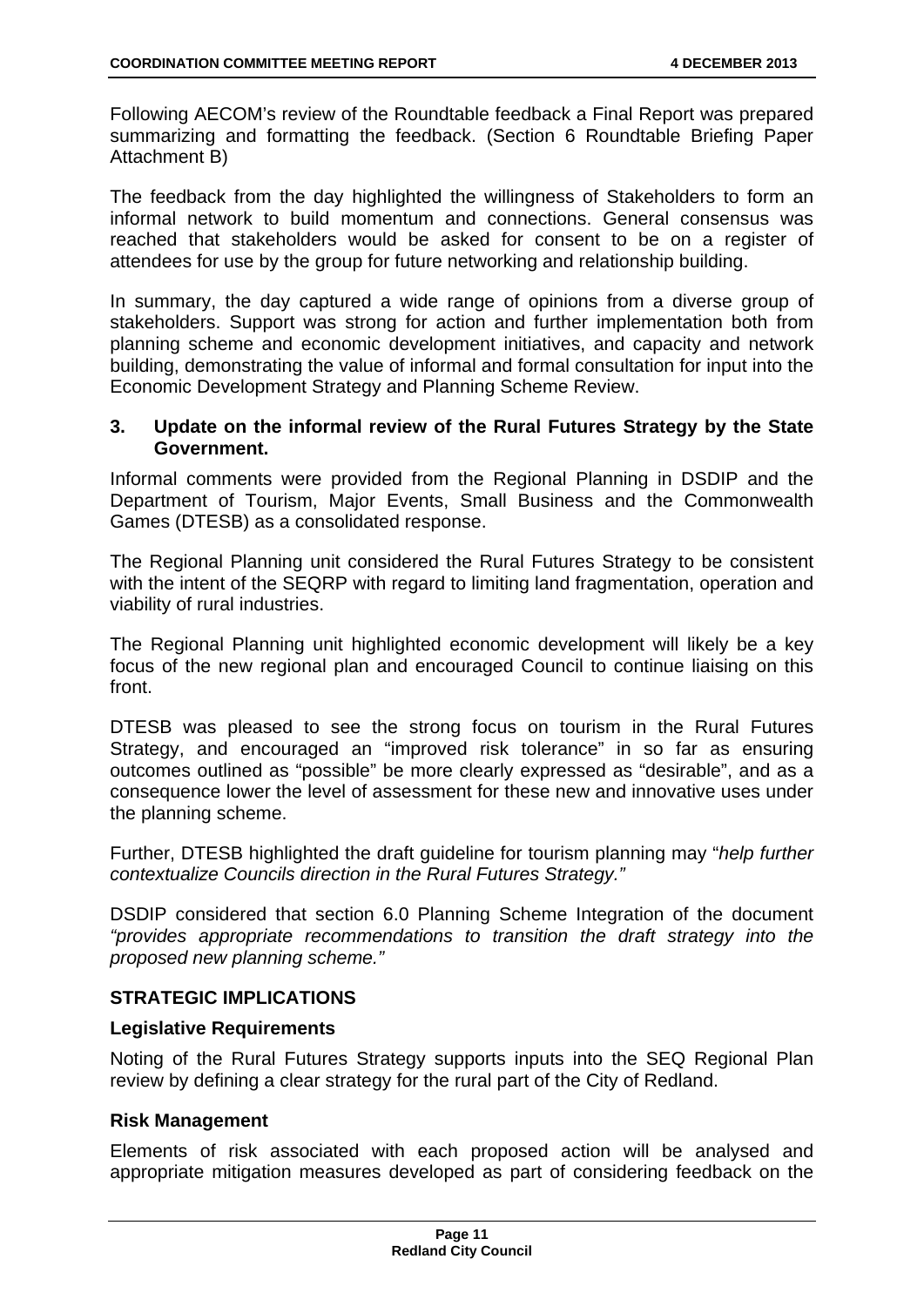Following AECOM's review of the Roundtable feedback a Final Report was prepared summarizing and formatting the feedback. (Section 6 Roundtable Briefing Paper Attachment B)

The feedback from the day highlighted the willingness of Stakeholders to form an informal network to build momentum and connections. General consensus was reached that stakeholders would be asked for consent to be on a register of attendees for use by the group for future networking and relationship building.

In summary, the day captured a wide range of opinions from a diverse group of stakeholders. Support was strong for action and further implementation both from planning scheme and economic development initiatives, and capacity and network building, demonstrating the value of informal and formal consultation for input into the Economic Development Strategy and Planning Scheme Review.

### 3. Update on the informal review of the Rural Futures Strategy by the State Government.

Informal comments were provided from the Regional Planning in DSDIP and the Department of Tourism, Major Events, Small Business and the Commonwealth Games (DTESB) as a consolidated response.

The Regional Planning unit considered the Rural Futures Strategy to be consistent with the intent of the SEQRP with regard to limiting land fragmentation, operation and viability of rural industries.

The Regional Planning unit highlighted economic development will likely be a key focus of the new regional plan and encouraged Council to continue liaising on this front.

DTESB was pleased to see the strong focus on tourism in the Rural Futures Strategy, and encouraged an "improved risk tolerance" in so far as ensuring outcomes outlined as "possible" be more clearly expressed as "desirable", and as a consequence lower the level of assessment for these new and innovative uses under the planning scheme.

Further, DTESB highlighted the draft guideline for tourism planning may "*help further contextualize Councils direction in the Rural Futures Strategy.*"

DSDIP considered that section 6.0 Planning Scheme Integration of the document *"provides appropriate recommendations to transition the draft strategy into the proposed new planning scheme."*

## STRATEGIC IMPLICATIONS

### Legislative Requirements

Noting of the Rural Futures Strategy supports inputs into the SEQ Regional Plan review by defining a clear strategy for the rural part of the City of Redland.

### Risk Management

Elements of risk associated with each proposed action will be analysed and appropriate mitigation measures developed as part of considering feedback on the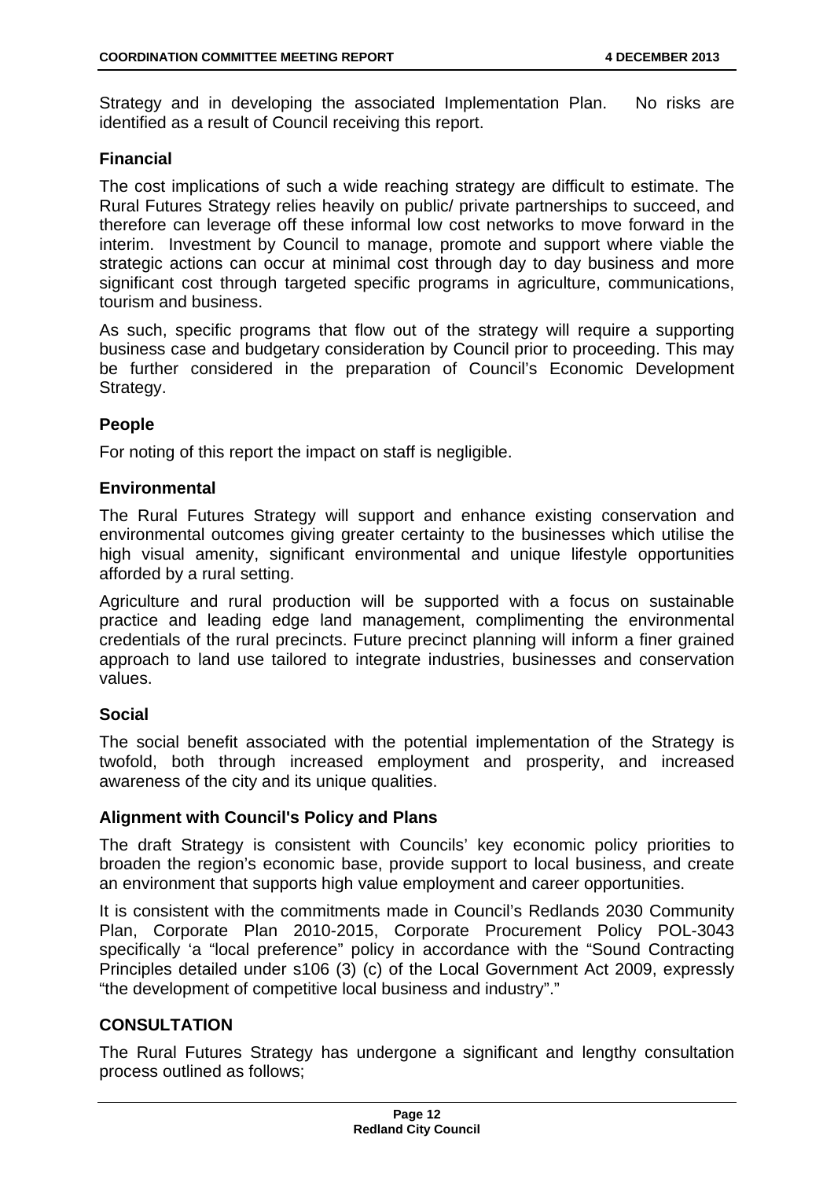Strategy and in developing the associated Implementation Plan. No risks are identified as a result of Council receiving this report.

### Financial

The cost implications of such a wide reaching strategy are difficult to estimate. The Rural Futures Strategy relies heavily on public/ private partnerships to succeed, and therefore can leverage off these informal low cost networks to move forward in the interim. Investment by Council to manage, promote and support where viable the strategic actions can occur at minimal cost through day to day business and more significant cost through targeted specific programs in agriculture, communications, tourism and business.

As such, specific programs that flow out of the strategy will require a supporting business case and budgetary consideration by Council prior to proceeding. This may be further considered in the preparation of Council's Economic Development Strategy.

### People

For noting of this report the impact on staff is negligible.

### Environmental

The Rural Futures Strategy will support and enhance existing conservation and environmental outcomes giving greater certainty to the businesses which utilise the high visual amenity, significant environmental and unique lifestyle opportunities afforded by a rural setting.

Agriculture and rural production will be supported with a focus on sustainable practice and leading edge land management, complimenting the environmental credentials of the rural precincts. Future precinct planning will inform a finer grained approach to land use tailored to integrate industries, businesses and conservation values.

### Social

The social benefit associated with the potential implementation of the Strategy is twofold, both through increased employment and prosperity, and increased awareness of the city and its unique qualities.

### Alignment with Council's Policy and Plans

The draft Strategy is consistent with Councils' key economic policy priorities to broaden the region's economic base, provide support to local business, and create an environment that supports high value employment and career opportunities.

It is consistent with the commitments made in Council's Redlands 2030 Community Plan, Corporate Plan 2010-2015, Corporate Procurement Policy POL-3043 specifically 'a "local preference" policy in accordance with the "Sound Contracting Principles detailed under s106 (3) (c) of the Local Government Act 2009, expressly "the development of competitive local business and industry"."

## CONSULTATION

The Rural Futures Strategy has undergone a significant and lengthy consultation process outlined as follows;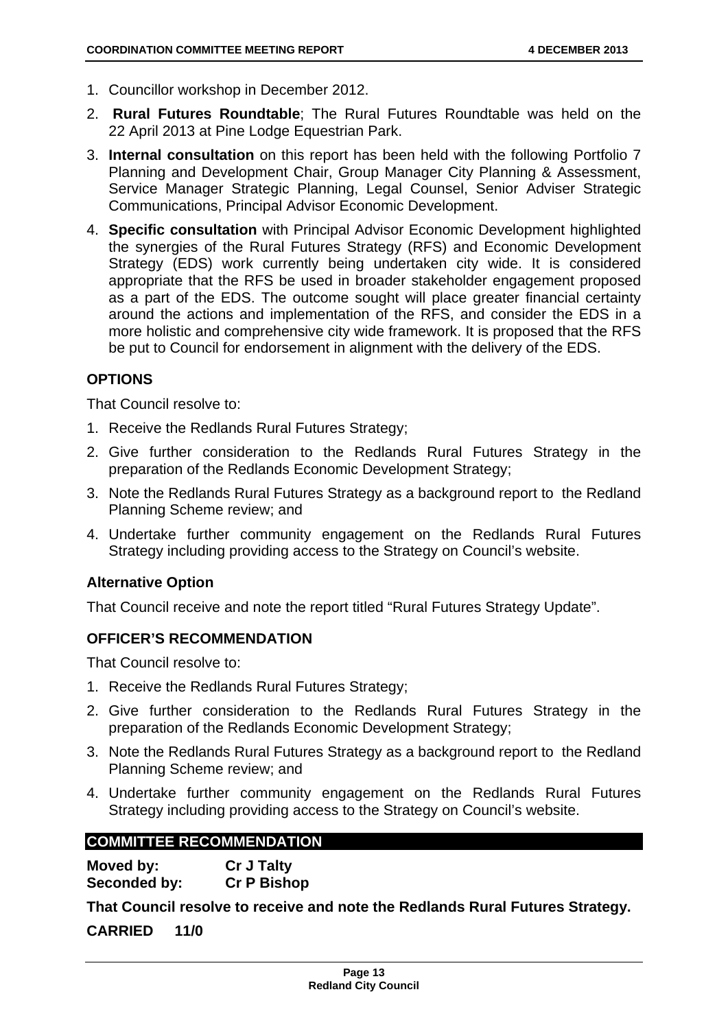1. Councillor workshop in December 2012.
2. **Rural Futures Roundtable**; The Rural Futures Roundtable was held on the 22 April 2013 at Pine Lodge Equestrian Park.
3. **Internal consultation** on this report has been held with the following Portfolio 7 Planning and Development Chair, Group Manager City Planning & Assessment, Service Manager Strategic Planning, Legal Counsel, Senior Adviser Strategic Communications, Principal Advisor Economic Development.
4. **Specific consultation** with Principal Advisor Economic Development highlighted the synergies of the Rural Futures Strategy (RFS) and Economic Development Strategy (EDS) work currently being undertaken city wide. It is considered appropriate that the RFS be used in broader stakeholder engagement proposed as a part of the EDS. The outcome sought will place greater financial certainty around the actions and implementation of the RFS, and consider the EDS in a more holistic and comprehensive city wide framework. It is proposed that the RFS be put to Council for endorsement in alignment with the delivery of the EDS.

## OPTIONS

That Council resolve to:

1. Receive the Redlands Rural Futures Strategy;
2. Give further consideration to the Redlands Rural Futures Strategy in the preparation of the Redlands Economic Development Strategy;
3. Note the Redlands Rural Futures Strategy as a background report to the Redland Planning Scheme review; and
4. Undertake further community engagement on the Redlands Rural Futures Strategy including providing access to the Strategy on Council's website.

### Alternative Option

That Council receive and note the report titled "Rural Futures Strategy Update".

## OFFICER'S RECOMMENDATION

That Council resolve to:

1. Receive the Redlands Rural Futures Strategy;
2. Give further consideration to the Redlands Rural Futures Strategy in the preparation of the Redlands Economic Development Strategy;
3. Note the Redlands Rural Futures Strategy as a background report to the Redland Planning Scheme review; and
4. Undertake further community engagement on the Redlands Rural Futures Strategy including providing access to the Strategy on Council's website.

## COMMITTEE RECOMMENDATION

**Moved by:** **Cr J Talty**
**Seconded by:** **Cr P Bishop**

**That Council resolve to receive and note the Redlands Rural Futures Strategy.**

**CARRIED 11/0**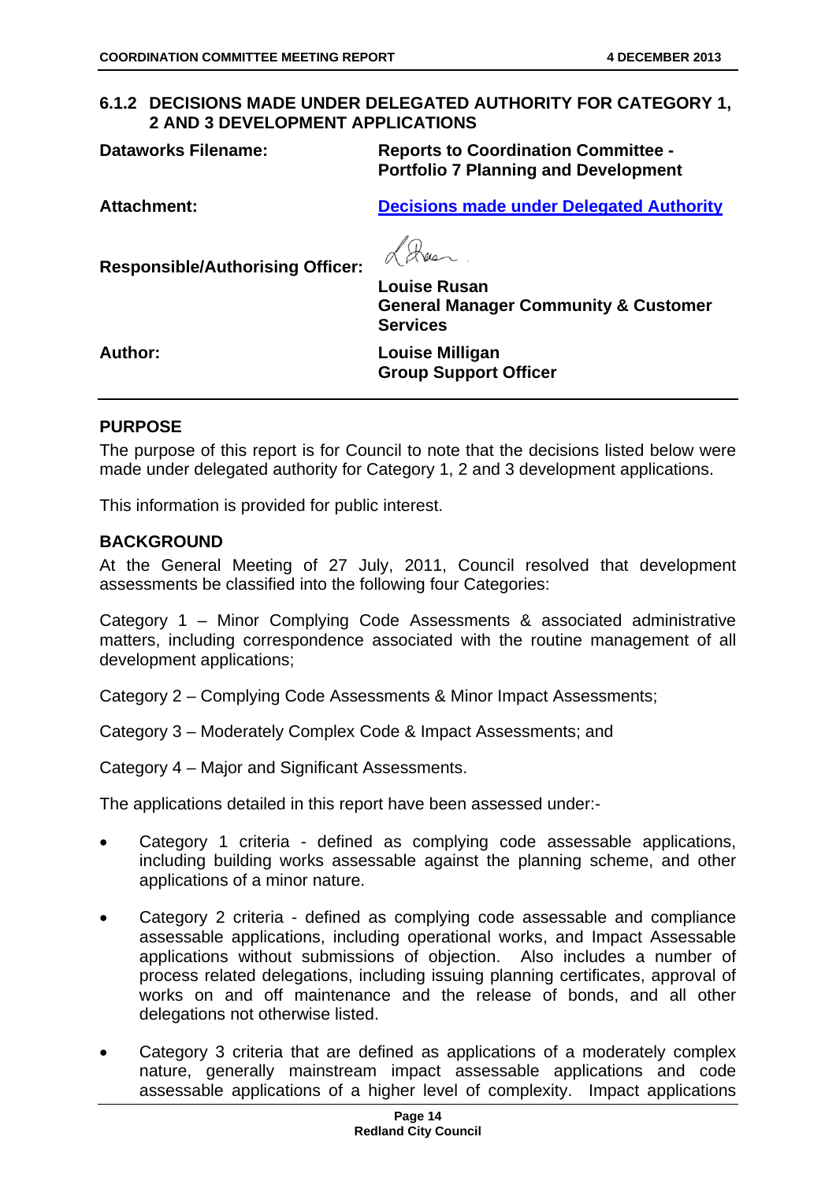## 6.1.2 DECISIONS MADE UNDER DELEGATED AUTHORITY FOR CATEGORY 1, 2 AND 3 DEVELOPMENT APPLICATIONS

**Dataworks Filename:** **Reports to Coordination Committee - Portfolio 7 Planning and Development**

**Attachment:** **Decisions made under Delegated Authority**

**Responsible/Authorising Officer:** **Louise Rusan**
**General Manager Community & Customer Services**

**Author:** **Louise Milligan**
**Group Support Officer**

### PURPOSE

The purpose of this report is for Council to note that the decisions listed below were made under delegated authority for Category 1, 2 and 3 development applications.

This information is provided for public interest.

### BACKGROUND

At the General Meeting of 27 July, 2011, Council resolved that development assessments be classified into the following four Categories:

Category 1 – Minor Complying Code Assessments & associated administrative matters, including correspondence associated with the routine management of all development applications;

Category 2 – Complying Code Assessments & Minor Impact Assessments;

Category 3 – Moderately Complex Code & Impact Assessments; and

Category 4 – Major and Significant Assessments.

The applications detailed in this report have been assessed under:-

- Category 1 criteria - defined as complying code assessable applications, including building works assessable against the planning scheme, and other applications of a minor nature.
- Category 2 criteria - defined as complying code assessable and compliance assessable applications, including operational works, and Impact Assessable applications without submissions of objection. Also includes a number of process related delegations, including issuing planning certificates, approval of works on and off maintenance and the release of bonds, and all other delegations not otherwise listed.
- Category 3 criteria that are defined as applications of a moderately complex nature, generally mainstream impact assessable applications and code assessable applications of a higher level of complexity. Impact applications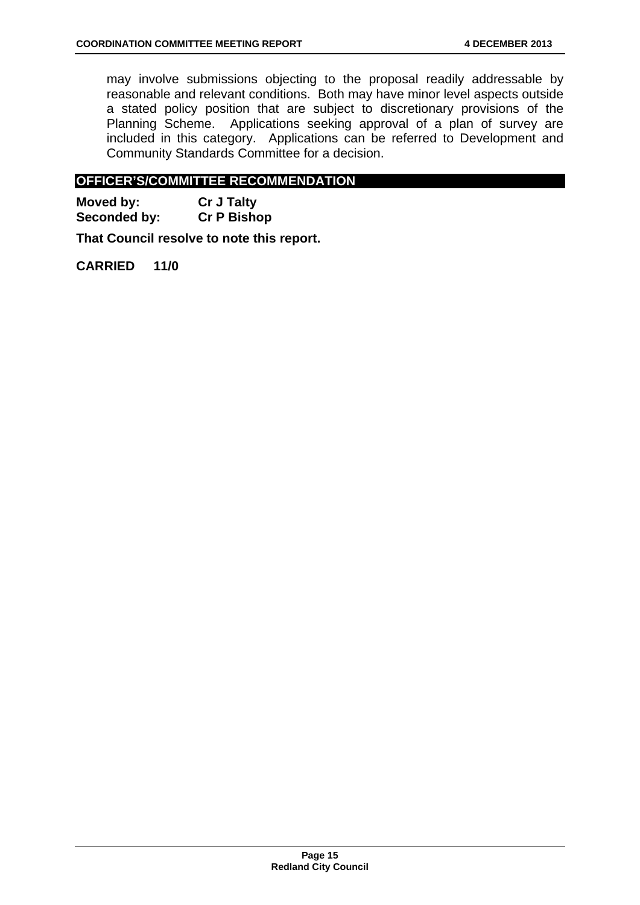may involve submissions objecting to the proposal readily addressable by reasonable and relevant conditions. Both may have minor level aspects outside a stated policy position that are subject to discretionary provisions of the Planning Scheme. Applications seeking approval of a plan of survey are included in this category. Applications can be referred to Development and Community Standards Committee for a decision.

## OFFICER'S/COMMITTEE RECOMMENDATION

**Moved by:** **Cr J Talty**
**Seconded by:** **Cr P Bishop**

**That Council resolve to note this report.**

**CARRIED 11/0**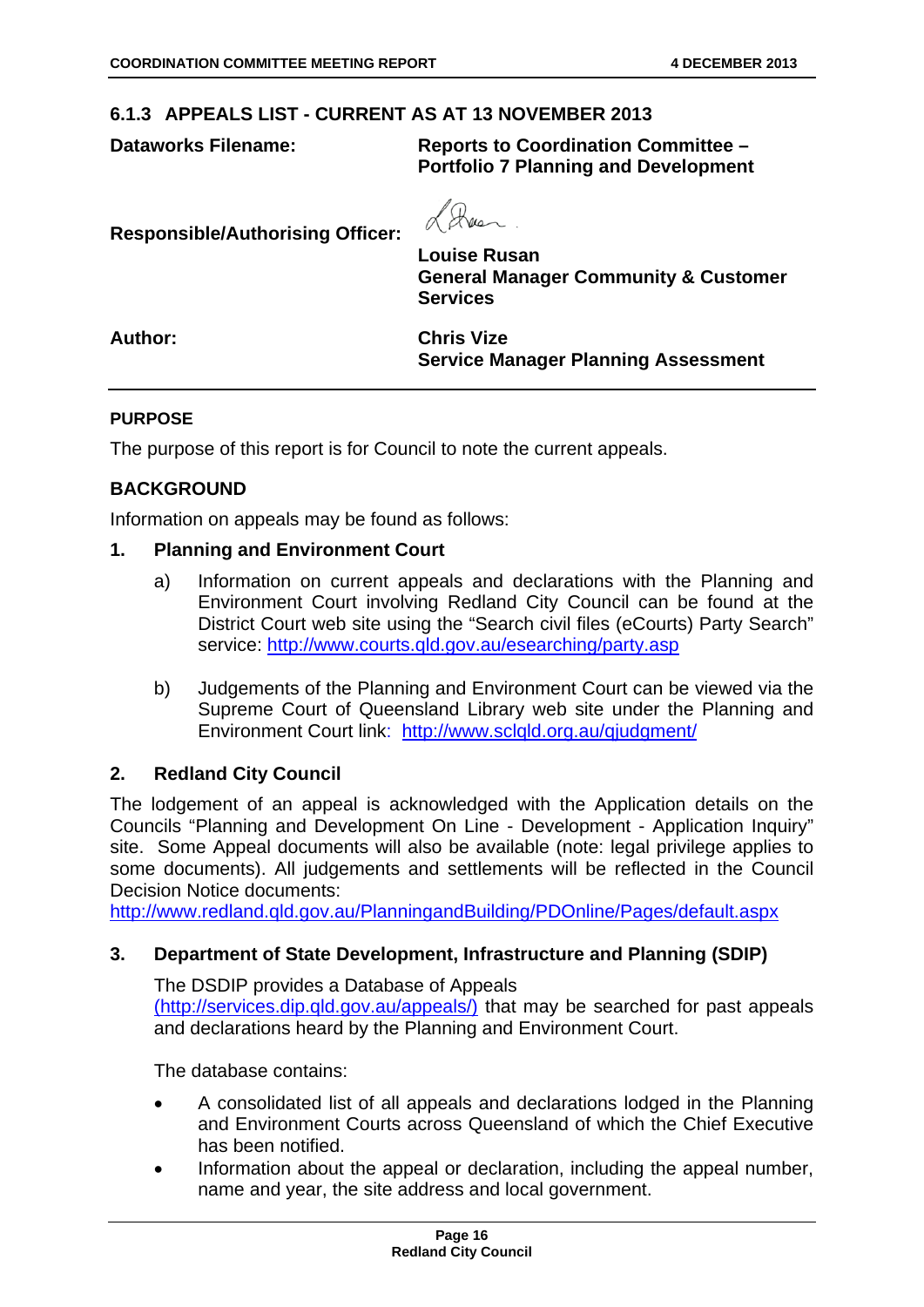## 6.1.3 APPEALS LIST - CURRENT AS AT 13 NOVEMBER 2013

| | |
|---|---|
| **Dataworks Filename:** | **Reports to Coordination Committee – Portfolio 7 Planning and Development** |
| **Responsible/Authorising Officer:** | **Louise Rusan**<br>**General Manager Community & Customer Services** |
| **Author:** | **Chris Vize**<br>**Service Manager Planning Assessment** |

### PURPOSE

The purpose of this report is for Council to note the current appeals.

### BACKGROUND

Information on appeals may be found as follows:

**1. Planning and Environment Court**

a) Information on current appeals and declarations with the Planning and Environment Court involving Redland City Council can be found at the District Court web site using the "Search civil files (eCourts) Party Search" service: http://www.courts.qld.gov.au/esearching/party.asp

b) Judgements of the Planning and Environment Court can be viewed via the Supreme Court of Queensland Library web site under the Planning and Environment Court link: http://www.sclqld.org.au/qjudgment/

**2. Redland City Council**

The lodgement of an appeal is acknowledged with the Application details on the Councils "Planning and Development On Line - Development - Application Inquiry" site. Some Appeal documents will also be available (note: legal privilege applies to some documents). All judgements and settlements will be reflected in the Council Decision Notice documents:
http://www.redland.qld.gov.au/PlanningandBuilding/PDOnline/Pages/default.aspx

**3. Department of State Development, Infrastructure and Planning (SDIP)**

The DSDIP provides a Database of Appeals (http://services.dip.qld.gov.au/appeals/) that may be searched for past appeals and declarations heard by the Planning and Environment Court.

The database contains:

- A consolidated list of all appeals and declarations lodged in the Planning and Environment Courts across Queensland of which the Chief Executive has been notified.
- Information about the appeal or declaration, including the appeal number, name and year, the site address and local government.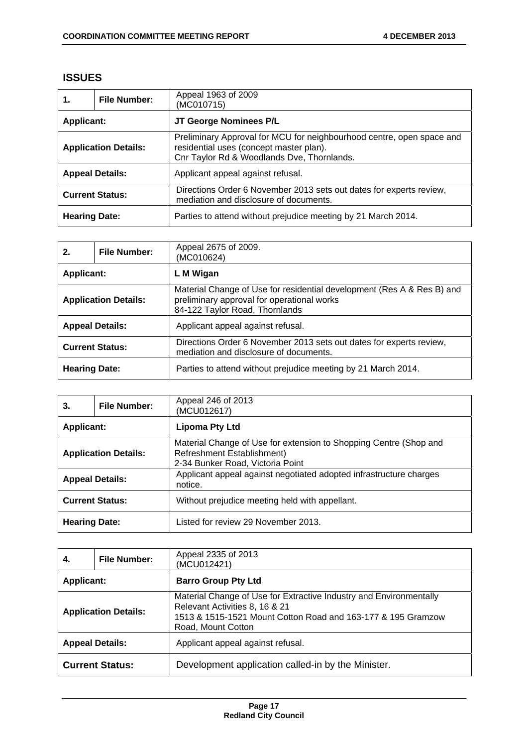## ISSUES

| 1. | File Number: | Appeal 1963 of 2009<br>(MC010715) |
|---|---|---|
| **Applicant:** | | **JT George Nominees P/L** |
| **Application Details:** | | Preliminary Approval for MCU for neighbourhood centre, open space and residential uses (concept master plan).<br>Cnr Taylor Rd & Woodlands Dve, Thornlands. |
| **Appeal Details:** | | Applicant appeal against refusal. |
| **Current Status:** | | Directions Order 6 November 2013 sets out dates for experts review, mediation and disclosure of documents. |
| **Hearing Date:** | | Parties to attend without prejudice meeting by 21 March 2014. |

| 2. | File Number: | Appeal 2675 of 2009.<br>(MC010624) |
|---|---|---|
| **Applicant:** | | **L M Wigan** |
| **Application Details:** | | Material Change of Use for residential development (Res A & Res B) and preliminary approval for operational works<br>84-122 Taylor Road, Thornlands |
| **Appeal Details:** | | Applicant appeal against refusal. |
| **Current Status:** | | Directions Order 6 November 2013 sets out dates for experts review, mediation and disclosure of documents. |
| **Hearing Date:** | | Parties to attend without prejudice meeting by 21 March 2014. |

| 3. | File Number: | Appeal 246 of 2013<br>(MCU012617) |
|---|---|---|
| **Applicant:** | | **Lipoma Pty Ltd** |
| **Application Details:** | | Material Change of Use for extension to Shopping Centre (Shop and Refreshment Establishment)<br>2-34 Bunker Road, Victoria Point |
| **Appeal Details:** | | Applicant appeal against negotiated adopted infrastructure charges notice. |
| **Current Status:** | | Without prejudice meeting held with appellant. |
| **Hearing Date:** | | Listed for review 29 November 2013. |

| 4. | File Number: | Appeal 2335 of 2013<br>(MCU012421) |
|---|---|---|
| **Applicant:** | | **Barro Group Pty Ltd** |
| **Application Details:** | | Material Change of Use for Extractive Industry and Environmentally Relevant Activities 8, 16 & 21<br>1513 & 1515-1521 Mount Cotton Road and 163-177 & 195 Gramzow Road, Mount Cotton |
| **Appeal Details:** | | Applicant appeal against refusal. |
| **Current Status:** | | Development application called-in by the Minister. |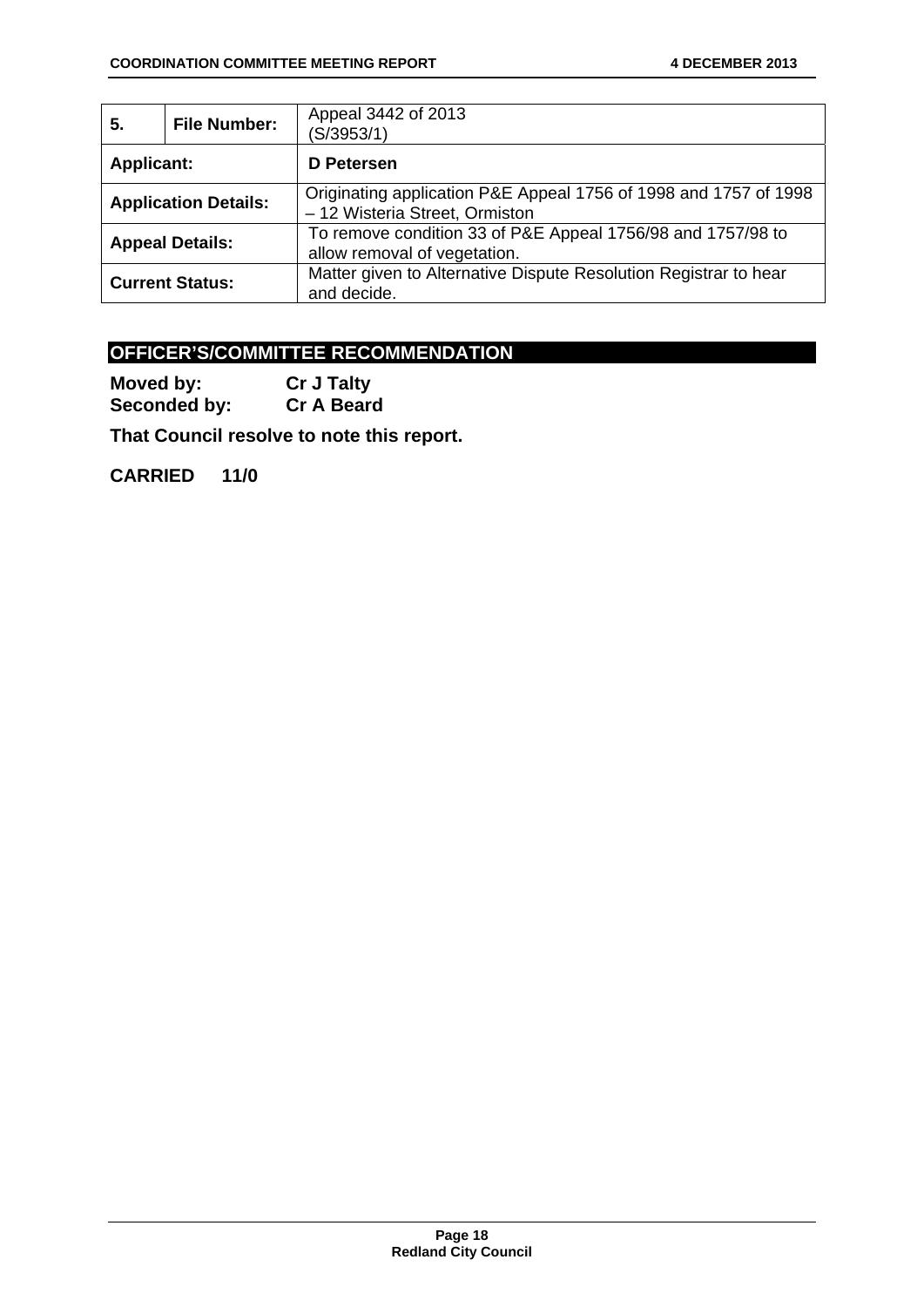| 5. | File Number: | Appeal 3442 of 2013 (S/3953/1) |
|---|---|---|
| **Applicant:** | | **D Petersen** |
| **Application Details:** | | Originating application P&E Appeal 1756 of 1998 and 1757 of 1998 – 12 Wisteria Street, Ormiston |
| **Appeal Details:** | | To remove condition 33 of P&E Appeal 1756/98 and 1757/98 to allow removal of vegetation. |
| **Current Status:** | | Matter given to Alternative Dispute Resolution Registrar to hear and decide. |

## OFFICER'S/COMMITTEE RECOMMENDATION

**Moved by:** **Cr J Talty**
**Seconded by:** **Cr A Beard**

**That Council resolve to note this report.**

**CARRIED 11/0**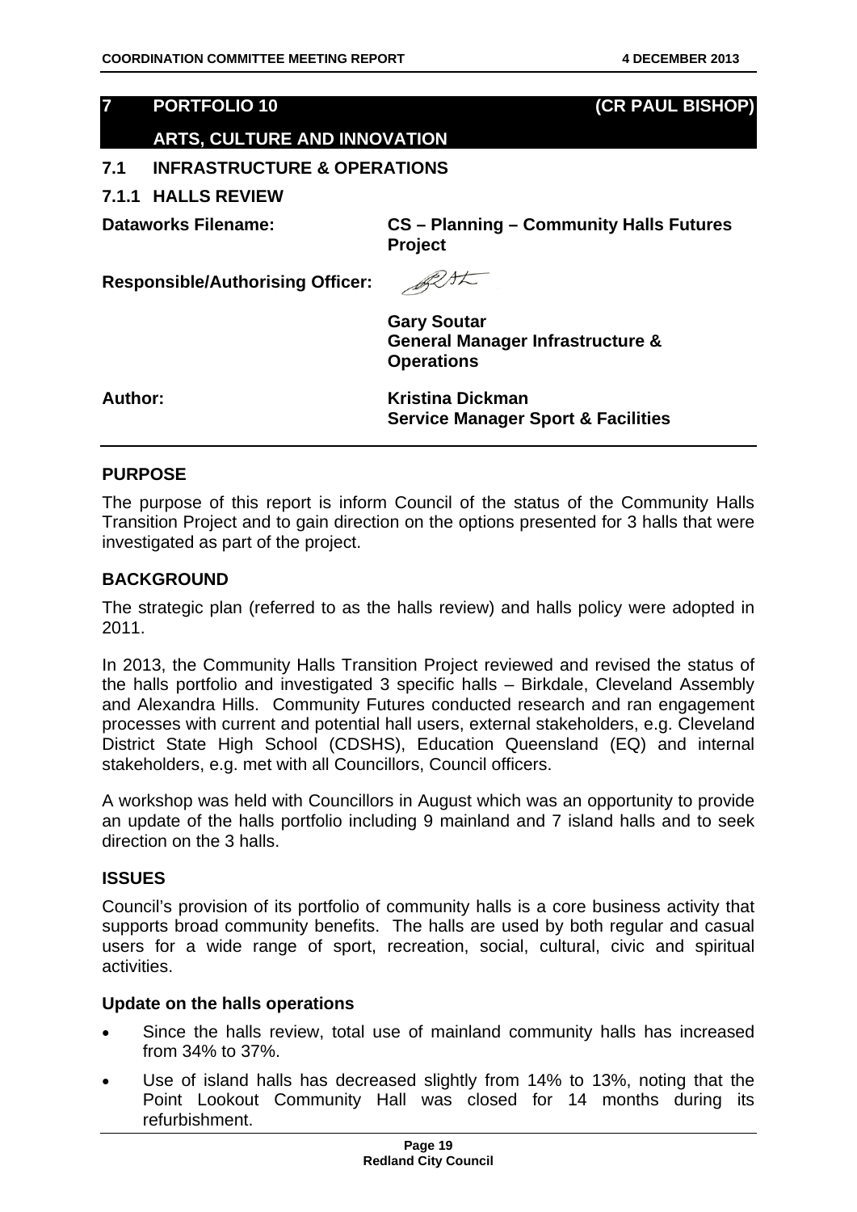## 7 PORTFOLIO 10 (CR PAUL BISHOP)

## ARTS, CULTURE AND INNOVATION

### 7.1 INFRASTRUCTURE & OPERATIONS

### 7.1.1 HALLS REVIEW

**Dataworks Filename:** CS – Planning – Community Halls Futures Project

**Responsible/Authorising Officer:**

**Gary Soutar**
**General Manager Infrastructure & Operations**

**Author:** **Kristina Dickman**
**Service Manager Sport & Facilities**

### PURPOSE

The purpose of this report is inform Council of the status of the Community Halls Transition Project and to gain direction on the options presented for 3 halls that were investigated as part of the project.

### BACKGROUND

The strategic plan (referred to as the halls review) and halls policy were adopted in 2011.

In 2013, the Community Halls Transition Project reviewed and revised the status of the halls portfolio and investigated 3 specific halls – Birkdale, Cleveland Assembly and Alexandra Hills. Community Futures conducted research and ran engagement processes with current and potential hall users, external stakeholders, e.g. Cleveland District State High School (CDSHS), Education Queensland (EQ) and internal stakeholders, e.g. met with all Councillors, Council officers.

A workshop was held with Councillors in August which was an opportunity to provide an update of the halls portfolio including 9 mainland and 7 island halls and to seek direction on the 3 halls.

### ISSUES

Council's provision of its portfolio of community halls is a core business activity that supports broad community benefits. The halls are used by both regular and casual users for a wide range of sport, recreation, social, cultural, civic and spiritual activities.

**Update on the halls operations**

- Since the halls review, total use of mainland community halls has increased from 34% to 37%.
- Use of island halls has decreased slightly from 14% to 13%, noting that the Point Lookout Community Hall was closed for 14 months during its refurbishment.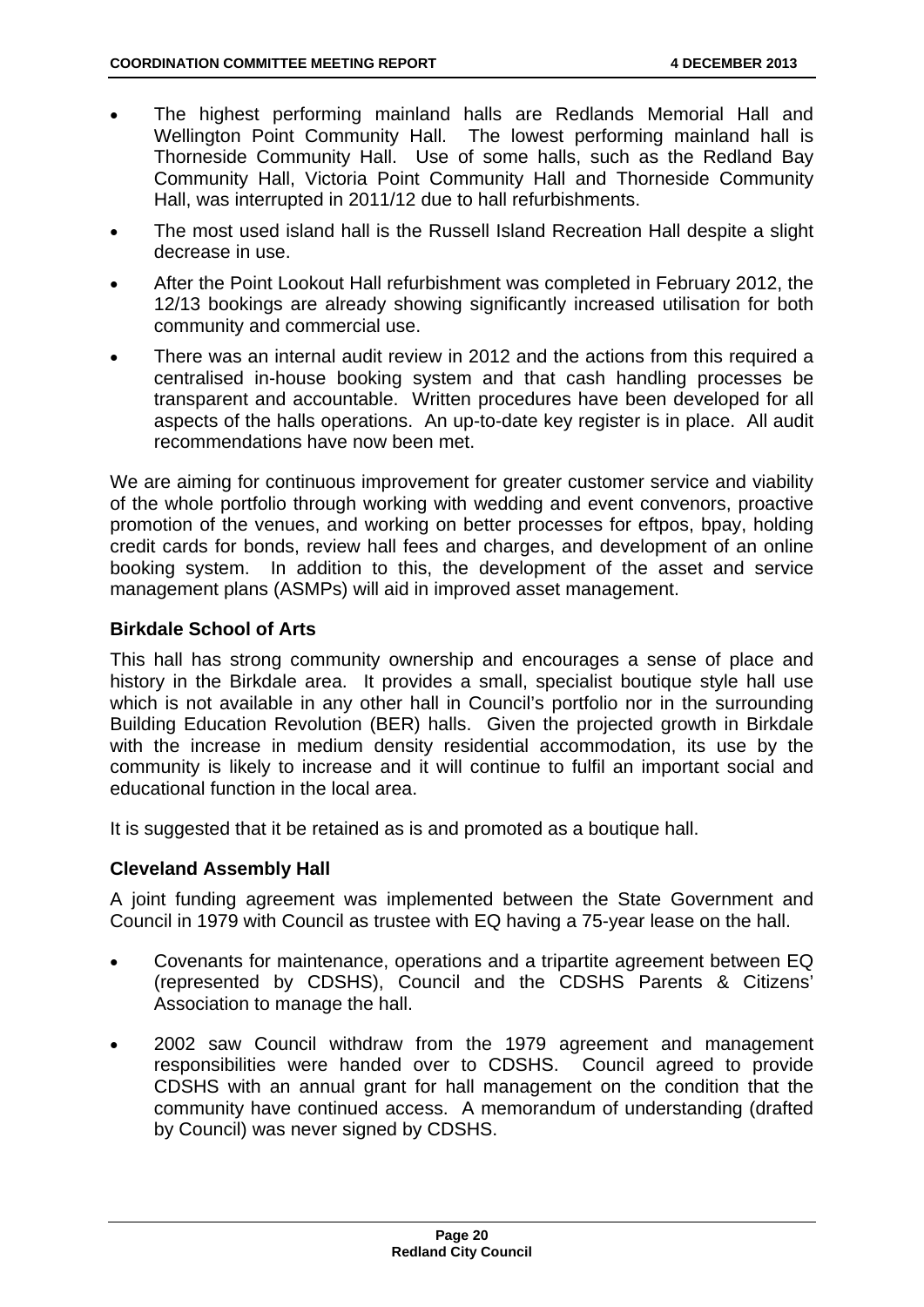- The highest performing mainland halls are Redlands Memorial Hall and Wellington Point Community Hall. The lowest performing mainland hall is Thorneside Community Hall. Use of some halls, such as the Redland Bay Community Hall, Victoria Point Community Hall and Thorneside Community Hall, was interrupted in 2011/12 due to hall refurbishments.
- The most used island hall is the Russell Island Recreation Hall despite a slight decrease in use.
- After the Point Lookout Hall refurbishment was completed in February 2012, the 12/13 bookings are already showing significantly increased utilisation for both community and commercial use.
- There was an internal audit review in 2012 and the actions from this required a centralised in-house booking system and that cash handling processes be transparent and accountable. Written procedures have been developed for all aspects of the halls operations. An up-to-date key register is in place. All audit recommendations have now been met.

We are aiming for continuous improvement for greater customer service and viability of the whole portfolio through working with wedding and event convenors, proactive promotion of the venues, and working on better processes for eftpos, bpay, holding credit cards for bonds, review hall fees and charges, and development of an online booking system. In addition to this, the development of the asset and service management plans (ASMPs) will aid in improved asset management.

### Birkdale School of Arts

This hall has strong community ownership and encourages a sense of place and history in the Birkdale area. It provides a small, specialist boutique style hall use which is not available in any other hall in Council's portfolio nor in the surrounding Building Education Revolution (BER) halls. Given the projected growth in Birkdale with the increase in medium density residential accommodation, its use by the community is likely to increase and it will continue to fulfil an important social and educational function in the local area.

It is suggested that it be retained as is and promoted as a boutique hall.

### Cleveland Assembly Hall

A joint funding agreement was implemented between the State Government and Council in 1979 with Council as trustee with EQ having a 75-year lease on the hall.

- Covenants for maintenance, operations and a tripartite agreement between EQ (represented by CDSHS), Council and the CDSHS Parents & Citizens' Association to manage the hall.
- 2002 saw Council withdraw from the 1979 agreement and management responsibilities were handed over to CDSHS. Council agreed to provide CDSHS with an annual grant for hall management on the condition that the community have continued access. A memorandum of understanding (drafted by Council) was never signed by CDSHS.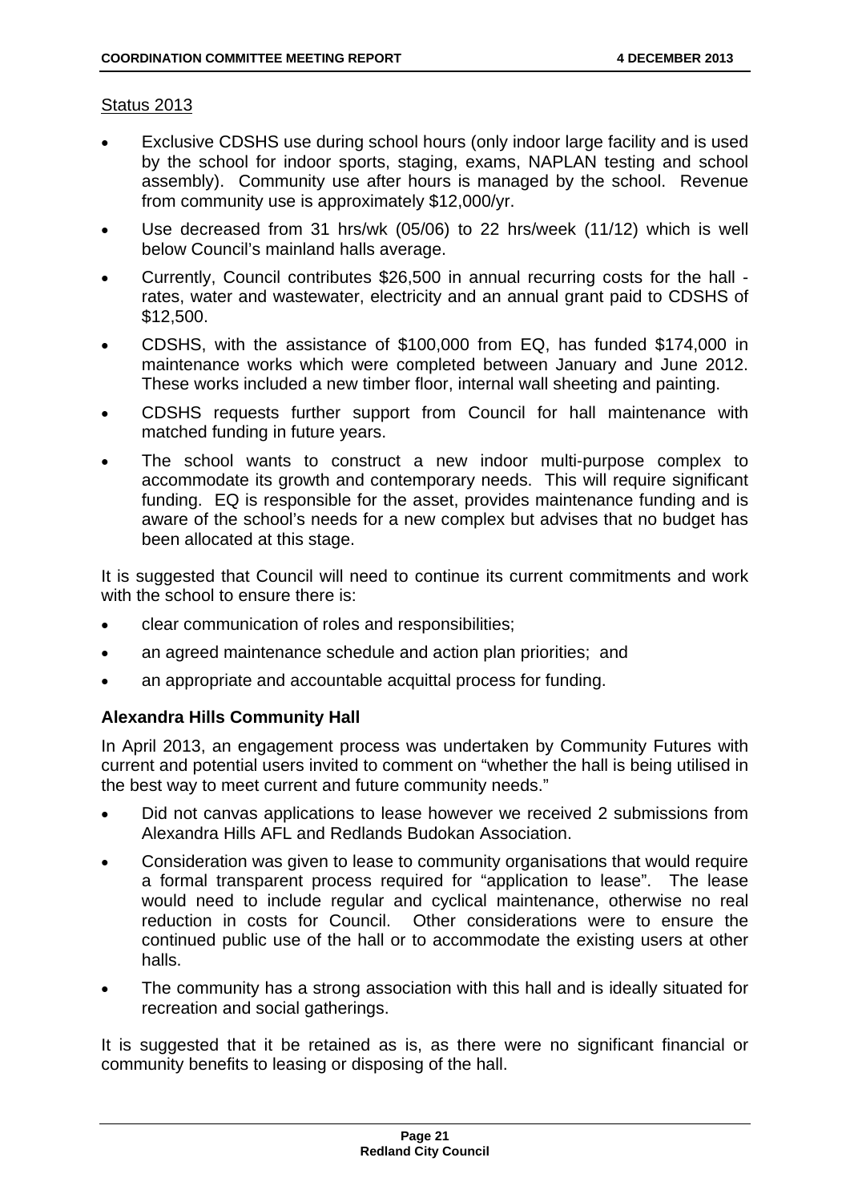Status 2013

- Exclusive CDSHS use during school hours (only indoor large facility and is used by the school for indoor sports, staging, exams, NAPLAN testing and school assembly). Community use after hours is managed by the school. Revenue from community use is approximately $12,000/yr.
- Use decreased from 31 hrs/wk (05/06) to 22 hrs/week (11/12) which is well below Council's mainland halls average.
- Currently, Council contributes $26,500 in annual recurring costs for the hall - rates, water and wastewater, electricity and an annual grant paid to CDSHS of $12,500.
- CDSHS, with the assistance of $100,000 from EQ, has funded $174,000 in maintenance works which were completed between January and June 2012. These works included a new timber floor, internal wall sheeting and painting.
- CDSHS requests further support from Council for hall maintenance with matched funding in future years.
- The school wants to construct a new indoor multi-purpose complex to accommodate its growth and contemporary needs. This will require significant funding. EQ is responsible for the asset, provides maintenance funding and is aware of the school's needs for a new complex but advises that no budget has been allocated at this stage.

It is suggested that Council will need to continue its current commitments and work with the school to ensure there is:

- clear communication of roles and responsibilities;
- an agreed maintenance schedule and action plan priorities; and
- an appropriate and accountable acquittal process for funding.

**Alexandra Hills Community Hall**

In April 2013, an engagement process was undertaken by Community Futures with current and potential users invited to comment on "whether the hall is being utilised in the best way to meet current and future community needs."

- Did not canvas applications to lease however we received 2 submissions from Alexandra Hills AFL and Redlands Budokan Association.
- Consideration was given to lease to community organisations that would require a formal transparent process required for "application to lease". The lease would need to include regular and cyclical maintenance, otherwise no real reduction in costs for Council. Other considerations were to ensure the continued public use of the hall or to accommodate the existing users at other halls.
- The community has a strong association with this hall and is ideally situated for recreation and social gatherings.

It is suggested that it be retained as is, as there were no significant financial or community benefits to leasing or disposing of the hall.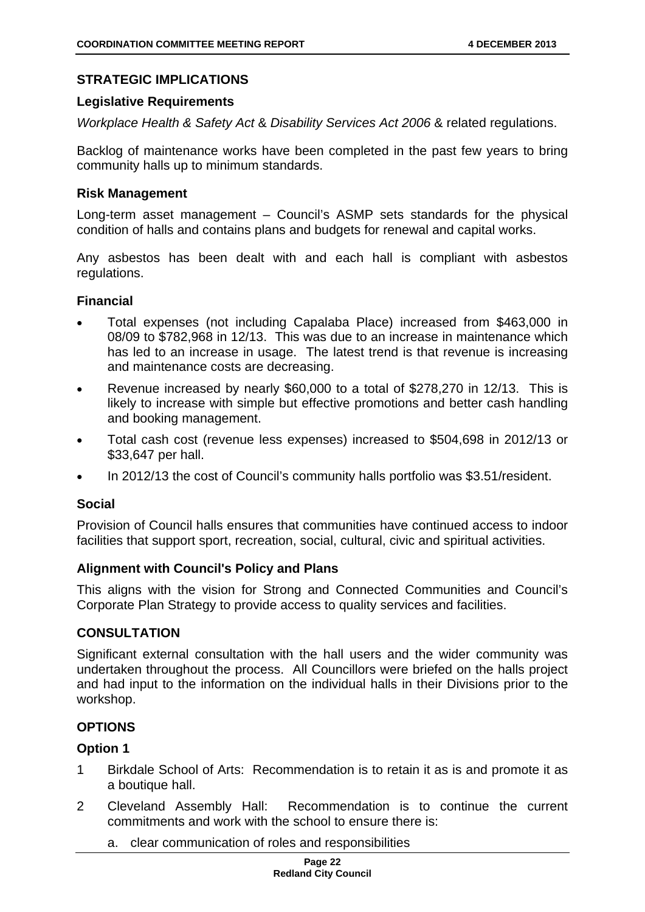## STRATEGIC IMPLICATIONS

### Legislative Requirements

*Workplace Health & Safety Act* & *Disability Services Act 2006* & related regulations.

Backlog of maintenance works have been completed in the past few years to bring community halls up to minimum standards.

### Risk Management

Long-term asset management – Council's ASMP sets standards for the physical condition of halls and contains plans and budgets for renewal and capital works.

Any asbestos has been dealt with and each hall is compliant with asbestos regulations.

### Financial

- Total expenses (not including Capalaba Place) increased from $463,000 in 08/09 to $782,968 in 12/13. This was due to an increase in maintenance which has led to an increase in usage. The latest trend is that revenue is increasing and maintenance costs are decreasing.
- Revenue increased by nearly $60,000 to a total of $278,270 in 12/13. This is likely to increase with simple but effective promotions and better cash handling and booking management.
- Total cash cost (revenue less expenses) increased to $504,698 in 2012/13 or $33,647 per hall.
- In 2012/13 the cost of Council's community halls portfolio was $3.51/resident.

### Social

Provision of Council halls ensures that communities have continued access to indoor facilities that support sport, recreation, social, cultural, civic and spiritual activities.

### Alignment with Council's Policy and Plans

This aligns with the vision for Strong and Connected Communities and Council's Corporate Plan Strategy to provide access to quality services and facilities.

## CONSULTATION

Significant external consultation with the hall users and the wider community was undertaken throughout the process. All Councillors were briefed on the halls project and had input to the information on the individual halls in their Divisions prior to the workshop.

## OPTIONS

### Option 1

1. Birkdale School of Arts: Recommendation is to retain it as is and promote it as a boutique hall.
2. Cleveland Assembly Hall: Recommendation is to continue the current commitments and work with the school to ensure there is:
   a. clear communication of roles and responsibilities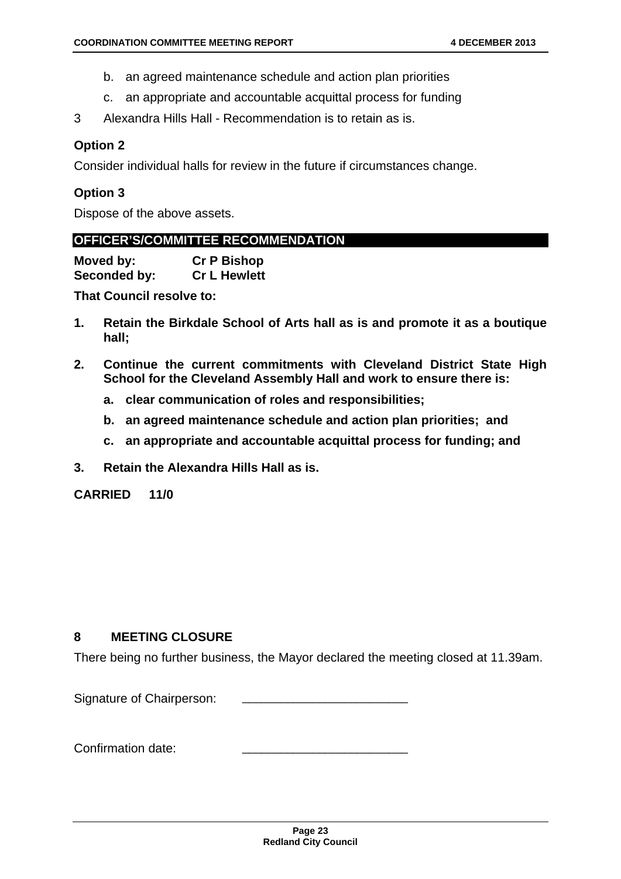b. an agreed maintenance schedule and action plan priorities

   c. an appropriate and accountable acquittal process for funding

3 Alexandra Hills Hall - Recommendation is to retain as is.

**Option 2**

Consider individual halls for review in the future if circumstances change.

**Option 3**

Dispose of the above assets.

**OFFICER'S/COMMITTEE RECOMMENDATION**

**Moved by:** **Cr P Bishop**
**Seconded by:** **Cr L Hewlett**

**That Council resolve to:**

1. **Retain the Birkdale School of Arts hall as is and promote it as a boutique hall;**

2. **Continue the current commitments with Cleveland District State High School for the Cleveland Assembly Hall and work to ensure there is:**

   a. **clear communication of roles and responsibilities;**

   b. **an agreed maintenance schedule and action plan priorities; and**

   c. **an appropriate and accountable acquittal process for funding; and**

3. **Retain the Alexandra Hills Hall as is.**

**CARRIED 11/0**

## 8 MEETING CLOSURE

There being no further business, the Mayor declared the meeting closed at 11.39am.

Signature of Chairperson: ________________________

Confirmation date: ________________________